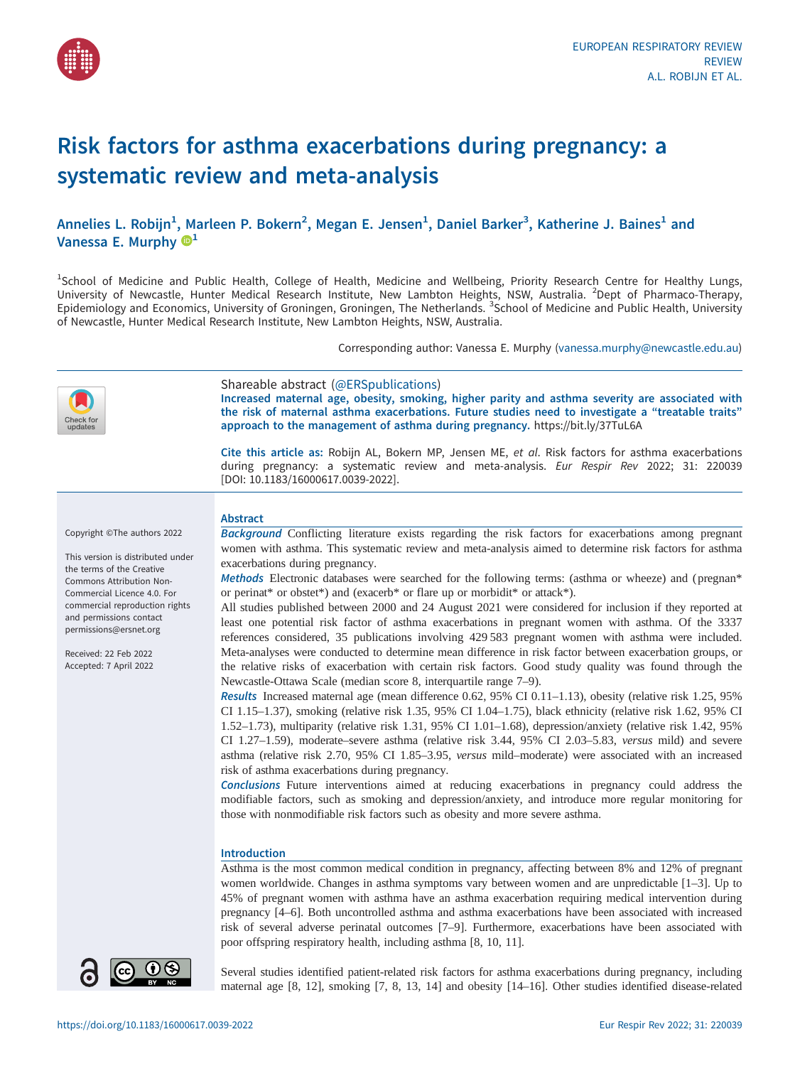# Risk factors for asthma exacerbations during pregnancy: a systematic review and meta-analysis

Annelies L. Robijn[1], Marleen P. Bokern[2], Megan E. Jensen[1], Daniel Barker[3], Katherine J. Baines[1] and Vanessa E. Murphy[1]

[1]School of Medicine and Public Health, College of Health, Medicine and Wellbeing, Priority Research Centre for Healthy Lungs, University of Newcastle, Hunter Medical Research Institute, New Lambton Heights, NSW, Australia. [2]Dept of Pharmaco-Therapy, Epidemiology and Economics, University of Groningen, Groningen, The Netherlands. [3]School of Medicine and Public Health, University of Newcastle, Hunter Medical Research Institute, New Lambton Heights, NSW, Australia.

Corresponding author: Vanessa E. Murphy (vanessa.murphy@newcastle.edu.au)

Shareable abstract (@ERSpublications)
**Increased maternal age, obesity, smoking, higher parity and asthma severity are associated with the risk of maternal asthma exacerbations. Future studies need to investigate a "treatable traits" approach to the management of asthma during pregnancy.** https://bit.ly/37TuL6A

**Cite this article as:** Robijn AL, Bokern MP, Jensen ME, *et al*. Risk factors for asthma exacerbations during pregnancy: a systematic review and meta-analysis. *Eur Respir Rev* 2022; 31: 220039 [DOI: 10.1183/16000617.0039-2022].

Copyright ©The authors 2022

This version is distributed under the terms of the Creative Commons Attribution Non-Commercial Licence 4.0. For commercial reproduction rights and permissions contact permissions@ersnet.org

Received: 22 Feb 2022
Accepted: 7 April 2022

## Abstract

***Background*** Conflicting literature exists regarding the risk factors for exacerbations among pregnant women with asthma. This systematic review and meta-analysis aimed to determine risk factors for asthma exacerbations during pregnancy.

***Methods*** Electronic databases were searched for the following terms: (asthma or wheeze) and (pregnan* or perinat* or obstet*) and (exacerb* or flare up or morbidit* or attack*).

All studies published between 2000 and 24 August 2021 were considered for inclusion if they reported at least one potential risk factor of asthma exacerbations in pregnant women with asthma. Of the 3337 references considered, 35 publications involving 429 583 pregnant women with asthma were included. Meta-analyses were conducted to determine mean difference in risk factor between exacerbation groups, or the relative risks of exacerbation with certain risk factors. Good study quality was found through the Newcastle-Ottawa Scale (median score 8, interquartile range 7–9).

***Results*** Increased maternal age (mean difference 0.62, 95% CI 0.11–1.13), obesity (relative risk 1.25, 95% CI 1.15–1.37), smoking (relative risk 1.35, 95% CI 1.04–1.75), black ethnicity (relative risk 1.62, 95% CI 1.52–1.73), multiparity (relative risk 1.31, 95% CI 1.01–1.68), depression/anxiety (relative risk 1.42, 95% CI 1.27–1.59), moderate–severe asthma (relative risk 3.44, 95% CI 2.03–5.83, *versus* mild) and severe asthma (relative risk 2.70, 95% CI 1.85–3.95, *versus* mild–moderate) were associated with an increased risk of asthma exacerbations during pregnancy.

***Conclusions*** Future interventions aimed at reducing exacerbations in pregnancy could address the modifiable factors, such as smoking and depression/anxiety, and introduce more regular monitoring for those with nonmodifiable risk factors such as obesity and more severe asthma.

## Introduction

Asthma is the most common medical condition in pregnancy, affecting between 8% and 12% of pregnant women worldwide. Changes in asthma symptoms vary between women and are unpredictable [1–3]. Up to 45% of pregnant women with asthma have an asthma exacerbation requiring medical intervention during pregnancy [4–6]. Both uncontrolled asthma and asthma exacerbations have been associated with increased risk of several adverse perinatal outcomes [7–9]. Furthermore, exacerbations have been associated with poor offspring respiratory health, including asthma [8, 10, 11].

Several studies identified patient-related risk factors for asthma exacerbations during pregnancy, including maternal age [8, 12], smoking [7, 8, 13, 14] and obesity [14–16]. Other studies identified disease-related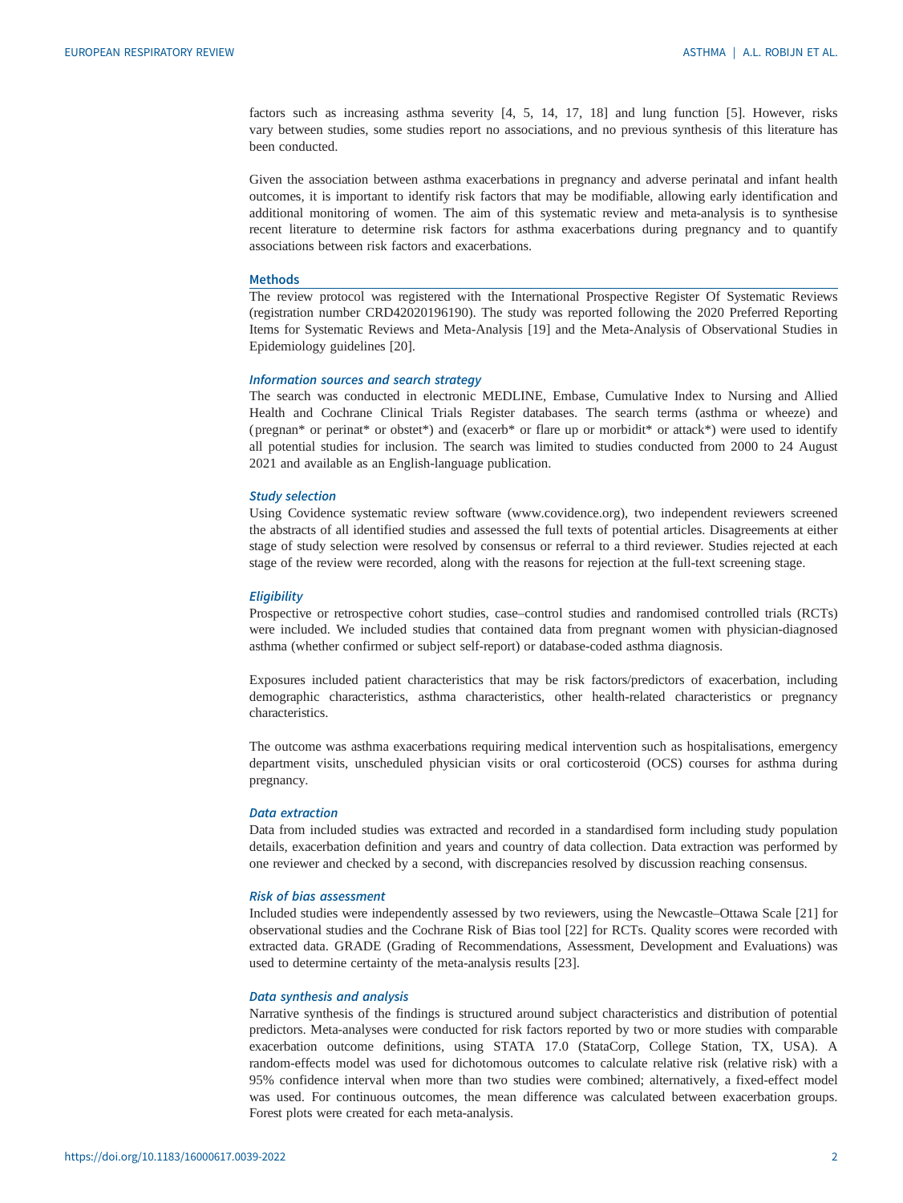factors such as increasing asthma severity [4, 5, 14, 17, 18] and lung function [5]. However, risks vary between studies, some studies report no associations, and no previous synthesis of this literature has been conducted.

Given the association between asthma exacerbations in pregnancy and adverse perinatal and infant health outcomes, it is important to identify risk factors that may be modifiable, allowing early identification and additional monitoring of women. The aim of this systematic review and meta-analysis is to synthesise recent literature to determine risk factors for asthma exacerbations during pregnancy and to quantify associations between risk factors and exacerbations.

## Methods

The review protocol was registered with the International Prospective Register Of Systematic Reviews (registration number CRD42020196190). The study was reported following the 2020 Preferred Reporting Items for Systematic Reviews and Meta-Analysis [19] and the Meta-Analysis of Observational Studies in Epidemiology guidelines [20].

### *Information sources and search strategy*

The search was conducted in electronic MEDLINE, Embase, Cumulative Index to Nursing and Allied Health and Cochrane Clinical Trials Register databases. The search terms (asthma or wheeze) and (pregnan* or perinat* or obstet*) and (exacerb* or flare up or morbidit* or attack*) were used to identify all potential studies for inclusion. The search was limited to studies conducted from 2000 to 24 August 2021 and available as an English-language publication.

### *Study selection*

Using Covidence systematic review software (www.covidence.org), two independent reviewers screened the abstracts of all identified studies and assessed the full texts of potential articles. Disagreements at either stage of study selection were resolved by consensus or referral to a third reviewer. Studies rejected at each stage of the review were recorded, along with the reasons for rejection at the full-text screening stage.

### *Eligibility*

Prospective or retrospective cohort studies, case–control studies and randomised controlled trials (RCTs) were included. We included studies that contained data from pregnant women with physician-diagnosed asthma (whether confirmed or subject self-report) or database-coded asthma diagnosis.

Exposures included patient characteristics that may be risk factors/predictors of exacerbation, including demographic characteristics, asthma characteristics, other health-related characteristics or pregnancy characteristics.

The outcome was asthma exacerbations requiring medical intervention such as hospitalisations, emergency department visits, unscheduled physician visits or oral corticosteroid (OCS) courses for asthma during pregnancy.

### *Data extraction*

Data from included studies was extracted and recorded in a standardised form including study population details, exacerbation definition and years and country of data collection. Data extraction was performed by one reviewer and checked by a second, with discrepancies resolved by discussion reaching consensus.

### *Risk of bias assessment*

Included studies were independently assessed by two reviewers, using the Newcastle–Ottawa Scale [21] for observational studies and the Cochrane Risk of Bias tool [22] for RCTs. Quality scores were recorded with extracted data. GRADE (Grading of Recommendations, Assessment, Development and Evaluations) was used to determine certainty of the meta-analysis results [23].

### *Data synthesis and analysis*

Narrative synthesis of the findings is structured around subject characteristics and distribution of potential predictors. Meta-analyses were conducted for risk factors reported by two or more studies with comparable exacerbation outcome definitions, using STATA 17.0 (StataCorp, College Station, TX, USA). A random-effects model was used for dichotomous outcomes to calculate relative risk (relative risk) with a 95% confidence interval when more than two studies were combined; alternatively, a fixed-effect model was used. For continuous outcomes, the mean difference was calculated between exacerbation groups. Forest plots were created for each meta-analysis.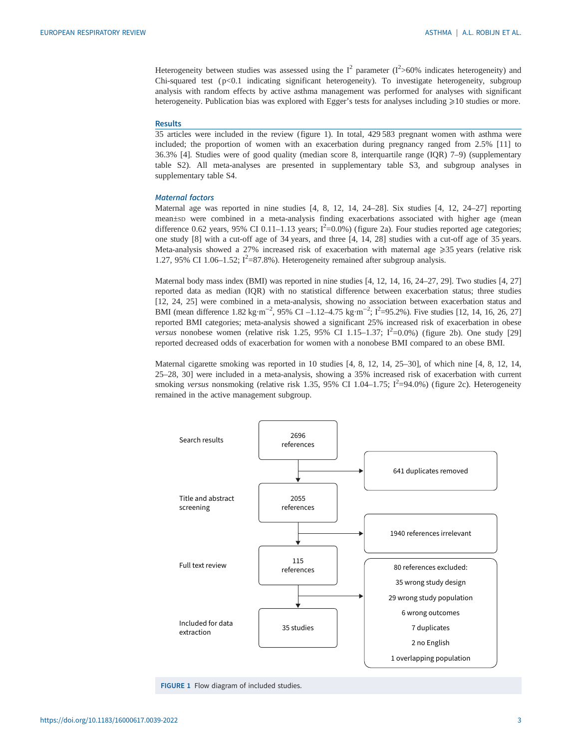Heterogeneity between studies was assessed using the $I^2$ parameter ($I^2$>60% indicates heterogeneity) and Chi-squared test (p<0.1 indicating significant heterogeneity). To investigate heterogeneity, subgroup analysis with random effects by active asthma management was performed for analyses with significant heterogeneity. Publication bias was explored with Egger's tests for analyses including ⩾10 studies or more.

## Results

35 articles were included in the review (figure 1). In total, 429 583 pregnant women with asthma were included; the proportion of women with an exacerbation during pregnancy ranged from 2.5% [11] to 36.3% [4]. Studies were of good quality (median score 8, interquartile range (IQR) 7–9) (supplementary table S2). All meta-analyses are presented in supplementary table S3, and subgroup analyses in supplementary table S4.

### *Maternal factors*

Maternal age was reported in nine studies [4, 8, 12, 14, 24–28]. Six studies [4, 12, 24–27] reporting mean±SD were combined in a meta-analysis finding exacerbations associated with higher age (mean difference 0.62 years, 95% CI 0.11–1.13 years; $I^2$=0.0%) (figure 2a). Four studies reported age categories; one study [8] with a cut-off age of 34 years, and three [4, 14, 28] studies with a cut-off age of 35 years. Meta-analysis showed a 27% increased risk of exacerbation with maternal age ⩾35 years (relative risk 1.27, 95% CI 1.06–1.52; $I^2$=87.8%). Heterogeneity remained after subgroup analysis.

Maternal body mass index (BMI) was reported in nine studies [4, 12, 14, 16, 24–27, 29]. Two studies [4, 27] reported data as median (IQR) with no statistical difference between exacerbation status; three studies [12, 24, 25] were combined in a meta-analysis, showing no association between exacerbation status and BMI (mean difference 1.82 $kg \cdot m^{-2}$, 95% CI –1.12–4.75 $kg \cdot m^{-2}$; $I^2$=95.2%). Five studies [12, 14, 16, 26, 27] reported BMI categories; meta-analysis showed a significant 25% increased risk of exacerbation in obese *versus* nonobese women (relative risk 1.25, 95% CI 1.15–1.37; $I^2$=0.0%) (figure 2b). One study [29] reported decreased odds of exacerbation for women with a nonobese BMI compared to an obese BMI.

Maternal cigarette smoking was reported in 10 studies [4, 8, 12, 14, 25–30], of which nine [4, 8, 12, 14, 25–28, 30] were included in a meta-analysis, showing a 35% increased risk of exacerbation with current smoking *versus* nonsmoking (relative risk 1.35, 95% CI 1.04–1.75; $I^2$=94.0%) (figure 2c). Heterogeneity remained in the active management subgroup.

| Stage | Records | Excluded |
|---|---|---|
| Search results | 2696 references | 641 duplicates removed |
| Title and abstract screening | 2055 references | 1940 references irrelevant |
| Full text review | 115 references | 80 references excluded: 35 wrong study design; 29 wrong study population; 6 wrong outcomes; 7 duplicates; 2 no English; 1 overlapping population |
| Included for data extraction | 35 studies | |

**FIGURE 1** Flow diagram of included studies.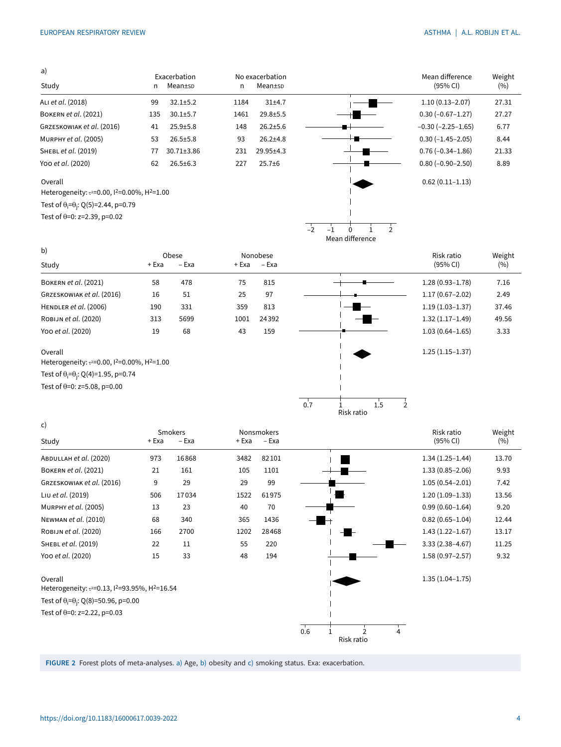a)

| Study | Exacerbation n | Exacerbation Mean±SD | No exacerbation n | No exacerbation Mean±SD | Mean difference (95% CI) | Weight (%) |
|---|---|---|---|---|---|---|
| Ali *et al.* (2018) | 99 | 32.1±5.2 | 1184 | 31±4.7 | 1.10 (0.13–2.07) | 27.31 |
| Bokern *et al.* (2021) | 135 | 30.1±5.7 | 1461 | 29.8±5.5 | 0.30 (−0.67–1.27) | 27.27 |
| Grzeskowiak *et al.* (2016) | 41 | 25.9±5.8 | 148 | 26.2±5.6 | −0.30 (−2.25–1.65) | 6.77 |
| Murphy *et al.* (2005) | 53 | 26.5±5.8 | 93 | 26.2±4.8 | 0.30 (−1.45–2.05) | 8.44 |
| Shebl *et al.* (2019) | 77 | 30.71±3.86 | 231 | 29.95±4.3 | 0.76 (−0.34–1.86) | 21.33 |
| Yoo *et al.* (2020) | 62 | 26.5±6.3 | 227 | 25.7±6 | 0.80 (−0.90–2.50) | 8.89 |
| Overall | | | | | 0.62 (0.11–1.13) | |

Heterogeneity: $\tau^2$=0.00, $I^2$=0.00%, $H^2$=1.00

Test of $\theta_i=\theta_j$: Q(5)=2.44, p=0.79

Test of $\theta$=0: z=2.39, p=0.02

b)

| Study | Obese + Exa | Obese − Exa | Nonobese + Exa | Nonobese − Exa | Risk ratio (95% CI) | Weight (%) |
|---|---|---|---|---|---|---|
| Bokern *et al.* (2021) | 58 | 478 | 75 | 815 | 1.28 (0.93–1.78) | 7.16 |
| Grzeskowiak *et al.* (2016) | 16 | 51 | 25 | 97 | 1.17 (0.67–2.02) | 2.49 |
| Hendler *et al.* (2006) | 190 | 331 | 359 | 813 | 1.19 (1.03–1.37) | 37.46 |
| Robijn *et al.* (2020) | 313 | 5699 | 1001 | 24392 | 1.32 (1.17–1.49) | 49.56 |
| Yoo *et al.* (2020) | 19 | 68 | 43 | 159 | 1.03 (0.64–1.65) | 3.33 |
| Overall | | | | | 1.25 (1.15–1.37) | |

Heterogeneity: $\tau^2$=0.00, $I^2$=0.00%, $H^2$=1.00

Test of $\theta_i=\theta_j$: Q(4)=1.95, p=0.74

Test of $\theta$=0: z=5.08, p=0.00

c)

| Study | Smokers + Exa | Smokers − Exa | Nonsmokers + Exa | Nonsmokers − Exa | Risk ratio (95% CI) | Weight (%) |
|---|---|---|---|---|---|---|
| Abdullah *et al.* (2020) | 973 | 16868 | 3482 | 82101 | 1.34 (1.25–1.44) | 13.70 |
| Bokern *et al.* (2021) | 21 | 161 | 105 | 1101 | 1.33 (0.85–2.06) | 9.93 |
| Grzeskowiak *et al.* (2016) | 9 | 29 | 29 | 99 | 1.05 (0.54–2.01) | 7.42 |
| Liu *et al.* (2019) | 506 | 17034 | 1522 | 61975 | 1.20 (1.09–1.33) | 13.56 |
| Murphy *et al.* (2005) | 13 | 23 | 40 | 70 | 0.99 (0.60–1.64) | 9.20 |
| Newman *et al.* (2010) | 68 | 340 | 365 | 1436 | 0.82 (0.65–1.04) | 12.44 |
| Robijn *et al.* (2020) | 166 | 2700 | 1202 | 28468 | 1.43 (1.22–1.67) | 13.17 |
| Shebl *et al.* (2019) | 22 | 11 | 55 | 220 | 3.33 (2.38–4.67) | 11.25 |
| Yoo *et al.* (2020) | 15 | 33 | 48 | 194 | 1.58 (0.97–2.57) | 9.32 |
| Overall | | | | | 1.35 (1.04–1.75) | |

Heterogeneity: $\tau^2$=0.13, $I^2$=93.95%, $H^2$=16.54

Test of $\theta_i=\theta_j$: Q(8)=50.96, p=0.00

Test of $\theta$=0: z=2.22, p=0.03

**FIGURE 2** Forest plots of meta-analyses. a) Age, b) obesity and c) smoking status. Exa: exacerbation.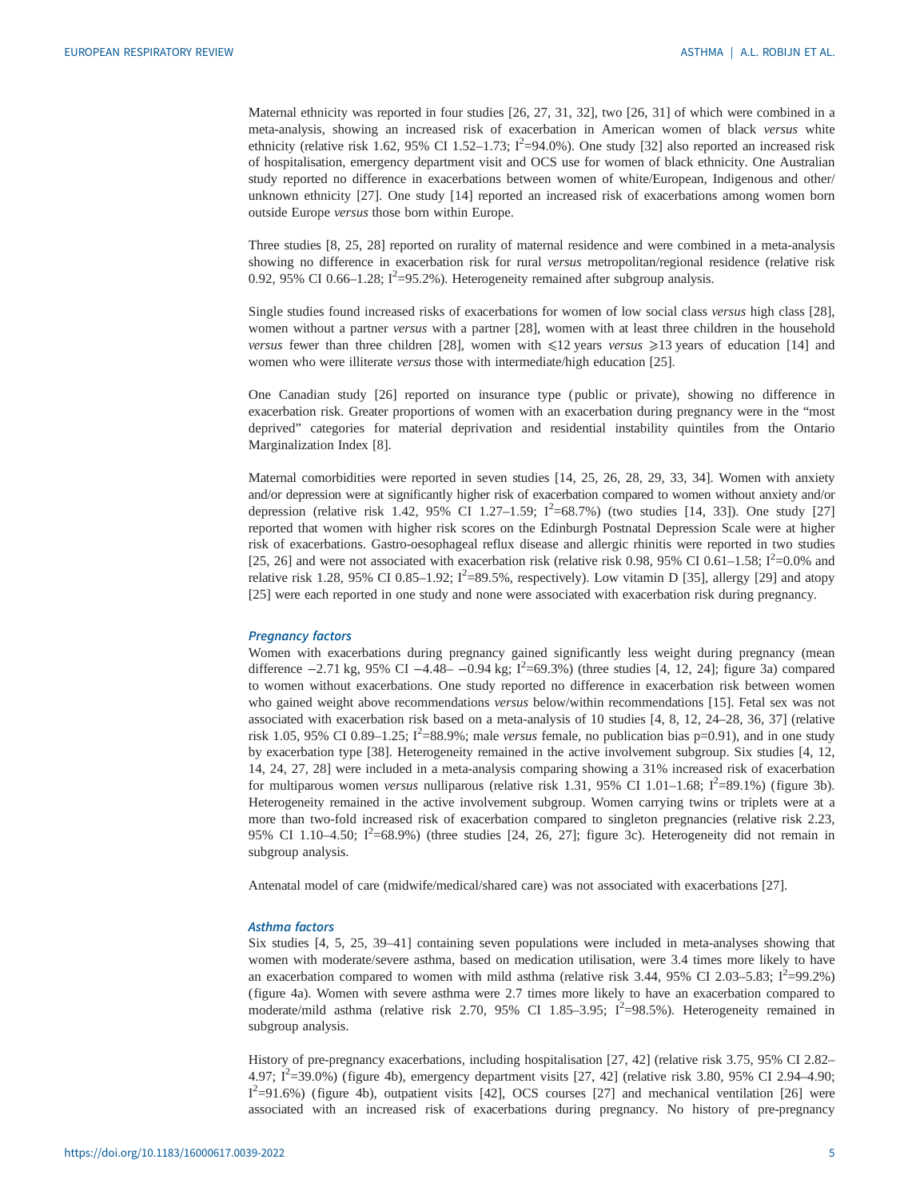Maternal ethnicity was reported in four studies [26, 27, 31, 32], two [26, 31] of which were combined in a meta-analysis, showing an increased risk of exacerbation in American women of black *versus* white ethnicity (relative risk 1.62, 95% CI 1.52–1.73; $I^2$=94.0%). One study [32] also reported an increased risk of hospitalisation, emergency department visit and OCS use for women of black ethnicity. One Australian study reported no difference in exacerbations between women of white/European, Indigenous and other/unknown ethnicity [27]. One study [14] reported an increased risk of exacerbations among women born outside Europe *versus* those born within Europe.

Three studies [8, 25, 28] reported on rurality of maternal residence and were combined in a meta-analysis showing no difference in exacerbation risk for rural *versus* metropolitan/regional residence (relative risk 0.92, 95% CI 0.66–1.28; $I^2$=95.2%). Heterogeneity remained after subgroup analysis.

Single studies found increased risks of exacerbations for women of low social class *versus* high class [28], women without a partner *versus* with a partner [28], women with at least three children in the household *versus* fewer than three children [28], women with ⩽12 years *versus* ⩾13 years of education [14] and women who were illiterate *versus* those with intermediate/high education [25].

One Canadian study [26] reported on insurance type (public or private), showing no difference in exacerbation risk. Greater proportions of women with an exacerbation during pregnancy were in the "most deprived" categories for material deprivation and residential instability quintiles from the Ontario Marginalization Index [8].

Maternal comorbidities were reported in seven studies [14, 25, 26, 28, 29, 33, 34]. Women with anxiety and/or depression were at significantly higher risk of exacerbation compared to women without anxiety and/or depression (relative risk 1.42, 95% CI 1.27–1.59; $I^2$=68.7%) (two studies [14, 33]). One study [27] reported that women with higher risk scores on the Edinburgh Postnatal Depression Scale were at higher risk of exacerbations. Gastro-oesophageal reflux disease and allergic rhinitis were reported in two studies [25, 26] and were not associated with exacerbation risk (relative risk 0.98, 95% CI 0.61–1.58; $I^2$=0.0% and relative risk 1.28, 95% CI 0.85–1.92; $I^2$=89.5%, respectively). Low vitamin D [35], allergy [29] and atopy [25] were each reported in one study and none were associated with exacerbation risk during pregnancy.

### *Pregnancy factors*

Women with exacerbations during pregnancy gained significantly less weight during pregnancy (mean difference −2.71 kg, 95% CI −4.48– −0.94 kg; $I^2$=69.3%) (three studies [4, 12, 24]; figure 3a) compared to women without exacerbations. One study reported no difference in exacerbation risk between women who gained weight above recommendations *versus* below/within recommendations [15]. Fetal sex was not associated with exacerbation risk based on a meta-analysis of 10 studies [4, 8, 12, 24–28, 36, 37] (relative risk 1.05, 95% CI 0.89–1.25; $I^2$=88.9%; male *versus* female, no publication bias p=0.91), and in one study by exacerbation type [38]. Heterogeneity remained in the active involvement subgroup. Six studies [4, 12, 14, 24, 27, 28] were included in a meta-analysis comparing showing a 31% increased risk of exacerbation for multiparous women *versus* nulliparous (relative risk 1.31, 95% CI 1.01–1.68; $I^2$=89.1%) (figure 3b). Heterogeneity remained in the active involvement subgroup. Women carrying twins or triplets were at a more than two-fold increased risk of exacerbation compared to singleton pregnancies (relative risk 2.23, 95% CI 1.10–4.50; $I^2$=68.9%) (three studies [24, 26, 27]; figure 3c). Heterogeneity did not remain in subgroup analysis.

Antenatal model of care (midwife/medical/shared care) was not associated with exacerbations [27].

### *Asthma factors*

Six studies [4, 5, 25, 39–41] containing seven populations were included in meta-analyses showing that women with moderate/severe asthma, based on medication utilisation, were 3.4 times more likely to have an exacerbation compared to women with mild asthma (relative risk 3.44, 95% CI 2.03–5.83; $I^2$=99.2%) (figure 4a). Women with severe asthma were 2.7 times more likely to have an exacerbation compared to moderate/mild asthma (relative risk 2.70, 95% CI 1.85–3.95; $I^2$=98.5%). Heterogeneity remained in subgroup analysis.

History of pre-pregnancy exacerbations, including hospitalisation [27, 42] (relative risk 3.75, 95% CI 2.82–4.97; $I^2$=39.0%) (figure 4b), emergency department visits [27, 42] (relative risk 3.80, 95% CI 2.94–4.90; $I^2$=91.6%) (figure 4b), outpatient visits [42], OCS courses [27] and mechanical ventilation [26] were associated with an increased risk of exacerbations during pregnancy. No history of pre-pregnancy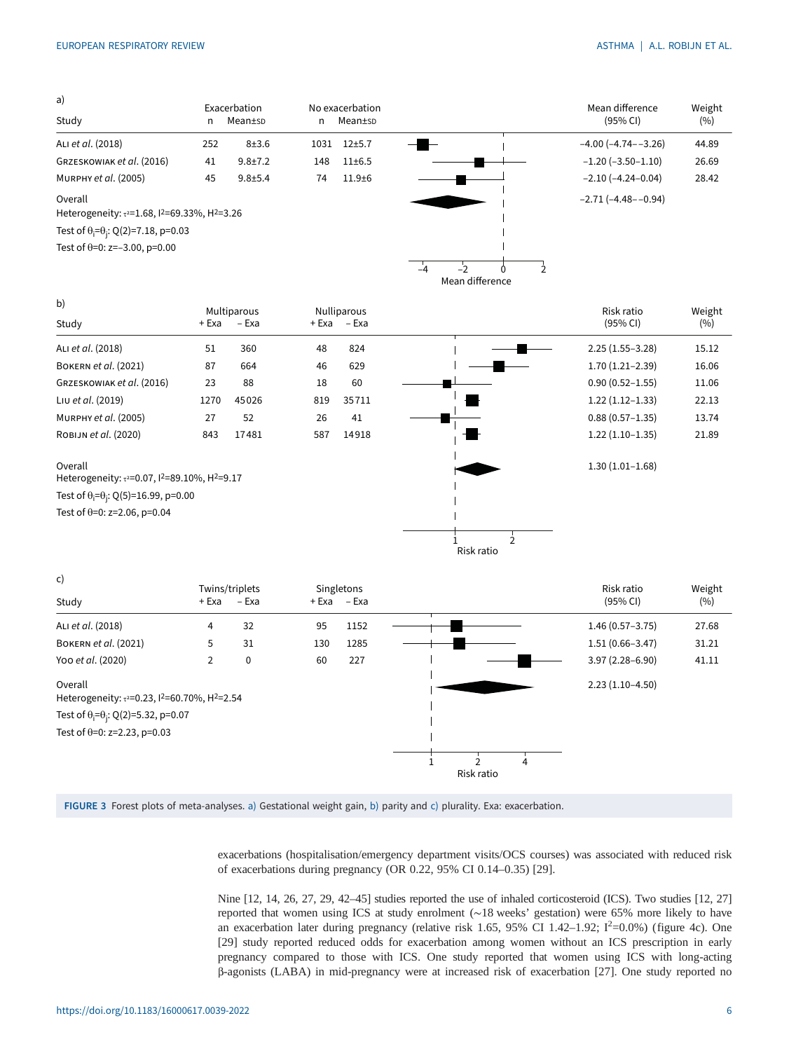a)

| Study | Exacerbation n | Exacerbation Mean±SD | No exacerbation n | No exacerbation Mean±SD | Mean difference (95% CI) | Weight (%) |
|---|---|---|---|---|---|---|
| Ali *et al.* (2018) | 252 | 8±3.6 | 1031 | 12±5.7 | −4.00 (−4.74– −3.26) | 44.89 |
| Grzeskowiak *et al.* (2016) | 41 | 9.8±7.2 | 148 | 11±6.5 | −1.20 (−3.50–1.10) | 26.69 |
| Murphy *et al.* (2005) | 45 | 9.8±5.4 | 74 | 11.9±6 | −2.10 (−4.24–0.04) | 28.42 |
| Overall | | | | | −2.71 (−4.48– −0.94) | |

Heterogeneity: $\tau^2$=1.68, $I^2$=69.33%, $H^2$=3.26

Test of $\theta_i=\theta_j$: Q(2)=7.18, p=0.03

Test of $\theta$=0: z=−3.00, p=0.00

b)

| Study | Multiparous +Exa | Multiparous −Exa | Nulliparous +Exa | Nulliparous −Exa | Risk ratio (95% CI) | Weight (%) |
|---|---|---|---|---|---|---|
| Ali *et al.* (2018) | 51 | 360 | 48 | 824 | 2.25 (1.55–3.28) | 15.12 |
| Bokern *et al.* (2021) | 87 | 664 | 46 | 629 | 1.70 (1.21–2.39) | 16.06 |
| Grzeskowiak *et al.* (2016) | 23 | 88 | 18 | 60 | 0.90 (0.52–1.55) | 11.06 |
| Liu *et al.* (2019) | 1270 | 45026 | 819 | 35711 | 1.22 (1.12–1.33) | 22.13 |
| Murphy *et al.* (2005) | 27 | 52 | 26 | 41 | 0.88 (0.57–1.35) | 13.74 |
| Robijn *et al.* (2020) | 843 | 17481 | 587 | 14918 | 1.22 (1.10–1.35) | 21.89 |
| Overall | | | | | 1.30 (1.01–1.68) | |

Heterogeneity: $\tau^2$=0.07, $I^2$=89.10%, $H^2$=9.17

Test of $\theta_i=\theta_j$: Q(5)=16.99, p=0.00

Test of $\theta$=0: z=2.06, p=0.04

c)

| Study | Twins/triplets +Exa | Twins/triplets −Exa | Singletons +Exa | Singletons −Exa | Risk ratio (95% CI) | Weight (%) |
|---|---|---|---|---|---|---|
| Ali *et al.* (2018) | 4 | 32 | 95 | 1152 | 1.46 (0.57–3.75) | 27.68 |
| Bokern *et al.* (2021) | 5 | 31 | 130 | 1285 | 1.51 (0.66–3.47) | 31.21 |
| Yoo *et al.* (2020) | 2 | 0 | 60 | 227 | 3.97 (2.28–6.90) | 41.11 |
| Overall | | | | | 2.23 (1.10–4.50) | |

Heterogeneity: $\tau^2$=0.23, $I^2$=60.70%, $H^2$=2.54

Test of $\theta_i=\theta_j$: Q(2)=5.32, p=0.07

Test of $\theta$=0: z=2.23, p=0.03

**FIGURE 3** Forest plots of meta-analyses. a) Gestational weight gain, b) parity and c) plurality. Exa: exacerbation.

exacerbations (hospitalisation/emergency department visits/OCS courses) was associated with reduced risk of exacerbations during pregnancy (OR 0.22, 95% CI 0.14–0.35) [29].

Nine [12, 14, 26, 27, 29, 42–45] studies reported the use of inhaled corticosteroid (ICS). Two studies [12, 27] reported that women using ICS at study enrolment (~18 weeks' gestation) were 65% more likely to have an exacerbation later during pregnancy (relative risk 1.65, 95% CI 1.42–1.92; $I^2$=0.0%) (figure 4c). One [29] study reported reduced odds for exacerbation among women without an ICS prescription in early pregnancy compared to those with ICS. One study reported that women using ICS with long-acting β-agonists (LABA) in mid-pregnancy were at increased risk of exacerbation [27]. One study reported no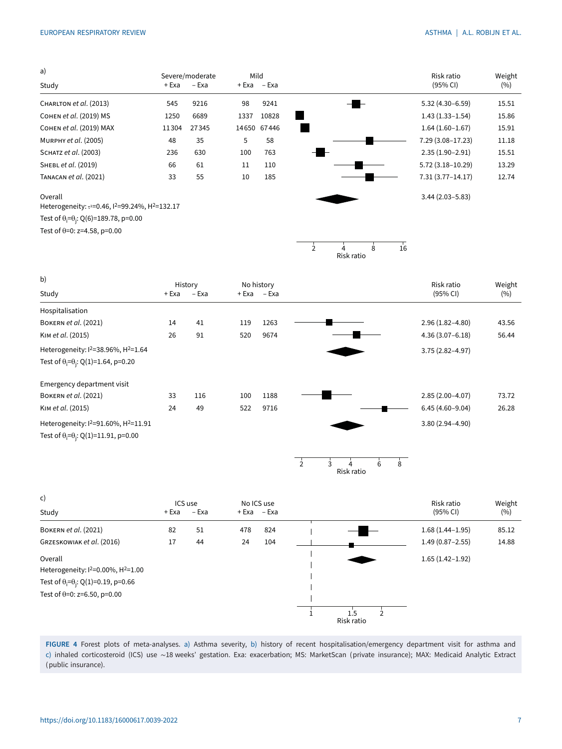a)

| Study | Severe/moderate + Exa | Severe/moderate − Exa | Mild + Exa | Mild − Exa | Risk ratio (95% CI) | Weight (%) |
|---|---|---|---|---|---|---|
| Charlton *et al.* (2013) | 545 | 9216 | 98 | 9241 | 5.32 (4.30–6.59) | 15.51 |
| Cohen *et al.* (2019) MS | 1250 | 6689 | 1337 | 10828 | 1.43 (1.33–1.54) | 15.86 |
| Cohen *et al.* (2019) MAX | 11304 | 27345 | 14650 | 67446 | 1.64 (1.60–1.67) | 15.91 |
| Murphy *et al.* (2005) | 48 | 35 | 5 | 58 | 7.29 (3.08–17.23) | 11.18 |
| Schatz *et al.* (2003) | 236 | 630 | 100 | 763 | 2.35 (1.90–2.91) | 15.51 |
| Shebl *et al.* (2019) | 66 | 61 | 11 | 110 | 5.72 (3.18–10.29) | 13.29 |
| Tanacan *et al.* (2021) | 33 | 55 | 10 | 185 | 7.31 (3.77–14.17) | 12.74 |
| Overall | | | | | 3.44 (2.03–5.83) | |

Heterogeneity: $\tau^2$=0.46, $I^2$=99.24%, $H^2$=132.17

Test of $\theta_i=\theta_j$: Q(6)=189.78, p=0.00

Test of $\theta$=0: z=4.58, p=0.00

b)

| Study | History + Exa | History − Exa | No history + Exa | No history − Exa | Risk ratio (95% CI) | Weight (%) |
|---|---|---|---|---|---|---|
| **Hospitalisation** | | | | | | |
| Bokern *et al.* (2021) | 14 | 41 | 119 | 1263 | 2.96 (1.82–4.80) | 43.56 |
| Kim *et al.* (2015) | 26 | 91 | 520 | 9674 | 4.36 (3.07–6.18) | 56.44 |
| Heterogeneity: $I^2$=38.96%, $H^2$=1.64; Test of $\theta_i=\theta_j$: Q(1)=1.64, p=0.20 | | | | | 3.75 (2.82–4.97) | |
| **Emergency department visit** | | | | | | |
| Bokern *et al.* (2021) | 33 | 116 | 100 | 1188 | 2.85 (2.00–4.07) | 73.72 |
| Kim *et al.* (2015) | 24 | 49 | 522 | 9716 | 6.45 (4.60–9.04) | 26.28 |
| Heterogeneity: $I^2$=91.60%, $H^2$=11.91; Test of $\theta_i=\theta_j$: Q(1)=11.91, p=0.00 | | | | | 3.80 (2.94–4.90) | |

c)

| Study | ICS use + Exa | ICS use − Exa | No ICS use + Exa | No ICS use − Exa | Risk ratio (95% CI) | Weight (%) |
|---|---|---|---|---|---|---|
| Bokern *et al.* (2021) | 82 | 51 | 478 | 824 | 1.68 (1.44–1.95) | 85.12 |
| Grzeskowiak *et al.* (2016) | 17 | 44 | 24 | 104 | 1.49 (0.87–2.55) | 14.88 |
| Overall | | | | | 1.65 (1.42–1.92) | |

Heterogeneity: $I^2$=0.00%, $H^2$=1.00

Test of $\theta_i=\theta_j$: Q(1)=0.19, p=0.66

Test of $\theta$=0: z=6.50, p=0.00

**FIGURE 4** Forest plots of meta-analyses. a) Asthma severity, b) history of recent hospitalisation/emergency department visit for asthma and c) inhaled corticosteroid (ICS) use ~18 weeks' gestation. Exa: exacerbation; MS: MarketScan (private insurance); MAX: Medicaid Analytic Extract (public insurance).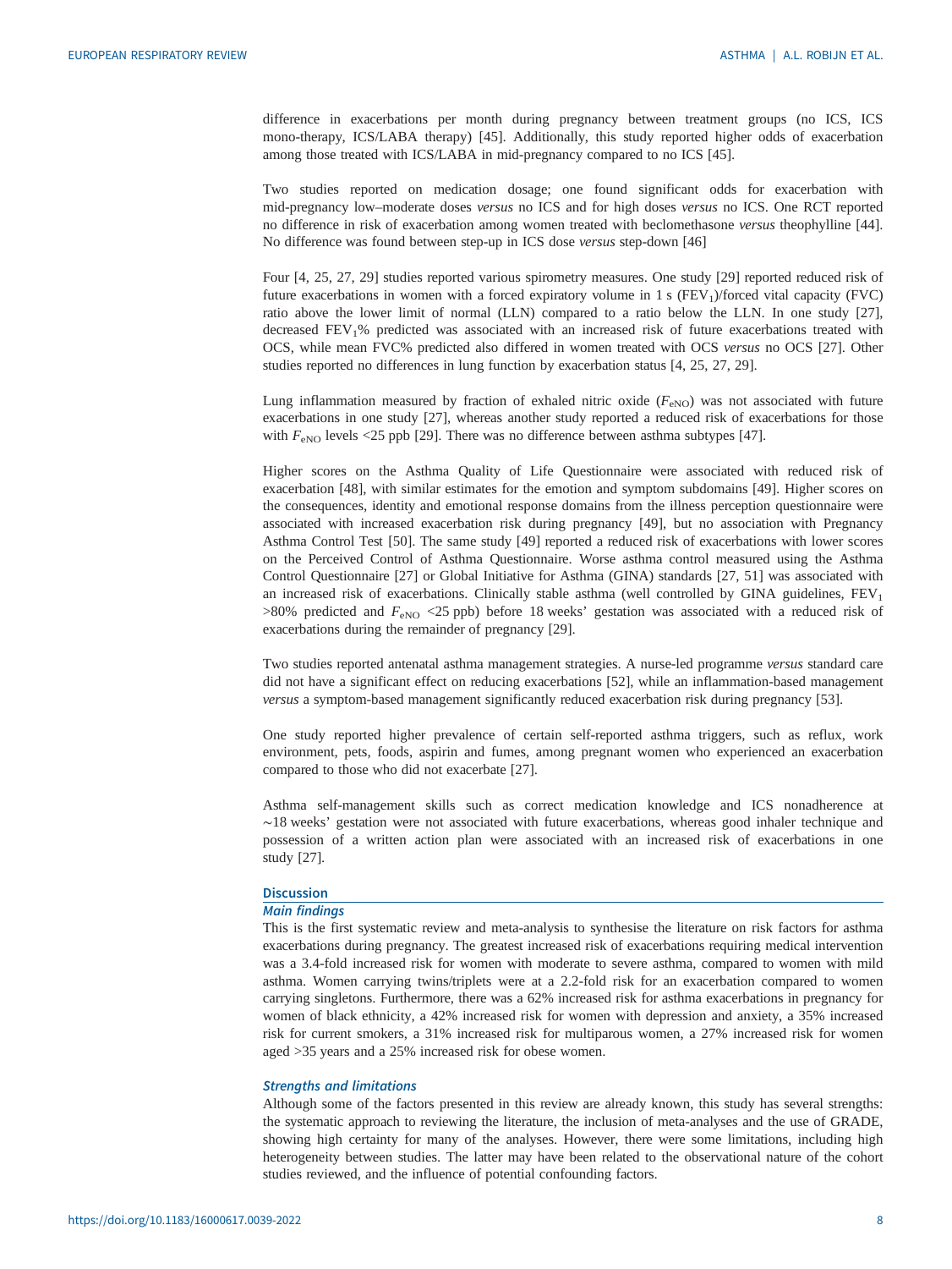difference in exacerbations per month during pregnancy between treatment groups (no ICS, ICS mono-therapy, ICS/LABA therapy) [45]. Additionally, this study reported higher odds of exacerbation among those treated with ICS/LABA in mid-pregnancy compared to no ICS [45].

Two studies reported on medication dosage; one found significant odds for exacerbation with mid-pregnancy low–moderate doses *versus* no ICS and for high doses *versus* no ICS. One RCT reported no difference in risk of exacerbation among women treated with beclomethasone *versus* theophylline [44]. No difference was found between step-up in ICS dose *versus* step-down [46]

Four [4, 25, 27, 29] studies reported various spirometry measures. One study [29] reported reduced risk of future exacerbations in women with a forced expiratory volume in 1 s ($FEV_1$)/forced vital capacity (FVC) ratio above the lower limit of normal (LLN) compared to a ratio below the LLN. In one study [27], decreased $FEV_1$% predicted was associated with an increased risk of future exacerbations treated with OCS, while mean FVC% predicted also differed in women treated with OCS *versus* no OCS [27]. Other studies reported no differences in lung function by exacerbation status [4, 25, 27, 29].

Lung inflammation measured by fraction of exhaled nitric oxide ($F_{eNO}$) was not associated with future exacerbations in one study [27], whereas another study reported a reduced risk of exacerbations for those with $F_{eNO}$ levels <25 ppb [29]. There was no difference between asthma subtypes [47].

Higher scores on the Asthma Quality of Life Questionnaire were associated with reduced risk of exacerbation [48], with similar estimates for the emotion and symptom subdomains [49]. Higher scores on the consequences, identity and emotional response domains from the illness perception questionnaire were associated with increased exacerbation risk during pregnancy [49], but no association with Pregnancy Asthma Control Test [50]. The same study [49] reported a reduced risk of exacerbations with lower scores on the Perceived Control of Asthma Questionnaire. Worse asthma control measured using the Asthma Control Questionnaire [27] or Global Initiative for Asthma (GINA) standards [27, 51] was associated with an increased risk of exacerbations. Clinically stable asthma (well controlled by GINA guidelines, $FEV_1$ >80% predicted and $F_{eNO}$ <25 ppb) before 18 weeks' gestation was associated with a reduced risk of exacerbations during the remainder of pregnancy [29].

Two studies reported antenatal asthma management strategies. A nurse-led programme *versus* standard care did not have a significant effect on reducing exacerbations [52], while an inflammation-based management *versus* a symptom-based management significantly reduced exacerbation risk during pregnancy [53].

One study reported higher prevalence of certain self-reported asthma triggers, such as reflux, work environment, pets, foods, aspirin and fumes, among pregnant women who experienced an exacerbation compared to those who did not exacerbate [27].

Asthma self-management skills such as correct medication knowledge and ICS nonadherence at ∼18 weeks' gestation were not associated with future exacerbations, whereas good inhaler technique and possession of a written action plan were associated with an increased risk of exacerbations in one study [27].

## Discussion

### Main findings

This is the first systematic review and meta-analysis to synthesise the literature on risk factors for asthma exacerbations during pregnancy. The greatest increased risk of exacerbations requiring medical intervention was a 3.4-fold increased risk for women with moderate to severe asthma, compared to women with mild asthma. Women carrying twins/triplets were at a 2.2-fold risk for an exacerbation compared to women carrying singletons. Furthermore, there was a 62% increased risk for asthma exacerbations in pregnancy for women of black ethnicity, a 42% increased risk for women with depression and anxiety, a 35% increased risk for current smokers, a 31% increased risk for multiparous women, a 27% increased risk for women aged >35 years and a 25% increased risk for obese women.

### Strengths and limitations

Although some of the factors presented in this review are already known, this study has several strengths: the systematic approach to reviewing the literature, the inclusion of meta-analyses and the use of GRADE, showing high certainty for many of the analyses. However, there were some limitations, including high heterogeneity between studies. The latter may have been related to the observational nature of the cohort studies reviewed, and the influence of potential confounding factors.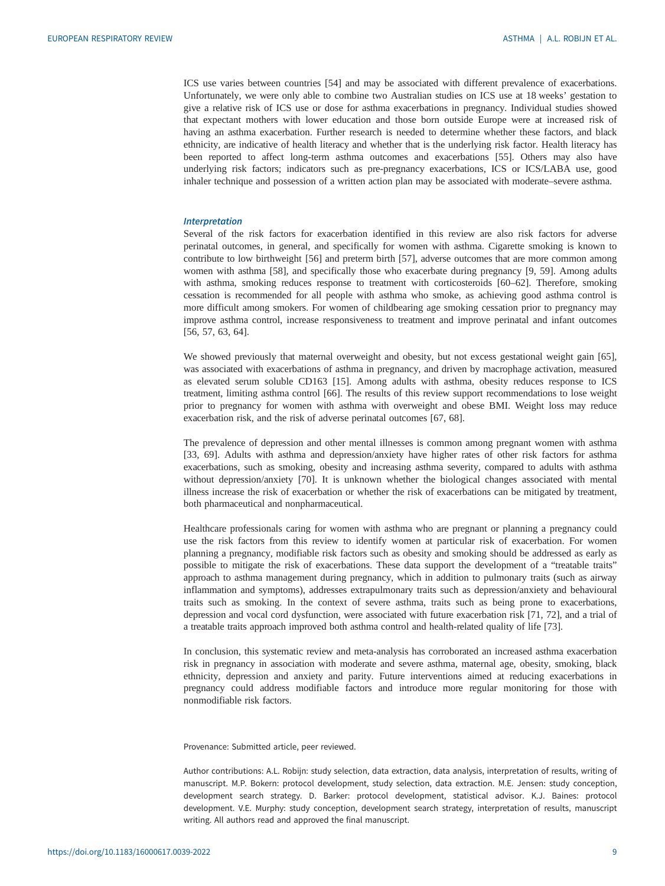ICS use varies between countries [54] and may be associated with different prevalence of exacerbations. Unfortunately, we were only able to combine two Australian studies on ICS use at 18 weeks' gestation to give a relative risk of ICS use or dose for asthma exacerbations in pregnancy. Individual studies showed that expectant mothers with lower education and those born outside Europe were at increased risk of having an asthma exacerbation. Further research is needed to determine whether these factors, and black ethnicity, are indicative of health literacy and whether that is the underlying risk factor. Health literacy has been reported to affect long-term asthma outcomes and exacerbations [55]. Others may also have underlying risk factors; indicators such as pre-pregnancy exacerbations, ICS or ICS/LABA use, good inhaler technique and possession of a written action plan may be associated with moderate–severe asthma.

### *Interpretation*

Several of the risk factors for exacerbation identified in this review are also risk factors for adverse perinatal outcomes, in general, and specifically for women with asthma. Cigarette smoking is known to contribute to low birthweight [56] and preterm birth [57], adverse outcomes that are more common among women with asthma [58], and specifically those who exacerbate during pregnancy [9, 59]. Among adults with asthma, smoking reduces response to treatment with corticosteroids [60–62]. Therefore, smoking cessation is recommended for all people with asthma who smoke, as achieving good asthma control is more difficult among smokers. For women of childbearing age smoking cessation prior to pregnancy may improve asthma control, increase responsiveness to treatment and improve perinatal and infant outcomes [56, 57, 63, 64].

We showed previously that maternal overweight and obesity, but not excess gestational weight gain [65], was associated with exacerbations of asthma in pregnancy, and driven by macrophage activation, measured as elevated serum soluble CD163 [15]. Among adults with asthma, obesity reduces response to ICS treatment, limiting asthma control [66]. The results of this review support recommendations to lose weight prior to pregnancy for women with asthma with overweight and obese BMI. Weight loss may reduce exacerbation risk, and the risk of adverse perinatal outcomes [67, 68].

The prevalence of depression and other mental illnesses is common among pregnant women with asthma [33, 69]. Adults with asthma and depression/anxiety have higher rates of other risk factors for asthma exacerbations, such as smoking, obesity and increasing asthma severity, compared to adults with asthma without depression/anxiety [70]. It is unknown whether the biological changes associated with mental illness increase the risk of exacerbation or whether the risk of exacerbations can be mitigated by treatment, both pharmaceutical and nonpharmaceutical.

Healthcare professionals caring for women with asthma who are pregnant or planning a pregnancy could use the risk factors from this review to identify women at particular risk of exacerbation. For women planning a pregnancy, modifiable risk factors such as obesity and smoking should be addressed as early as possible to mitigate the risk of exacerbations. These data support the development of a "treatable traits" approach to asthma management during pregnancy, which in addition to pulmonary traits (such as airway inflammation and symptoms), addresses extrapulmonary traits such as depression/anxiety and behavioural traits such as smoking. In the context of severe asthma, traits such as being prone to exacerbations, depression and vocal cord dysfunction, were associated with future exacerbation risk [71, 72], and a trial of a treatable traits approach improved both asthma control and health-related quality of life [73].

In conclusion, this systematic review and meta-analysis has corroborated an increased asthma exacerbation risk in pregnancy in association with moderate and severe asthma, maternal age, obesity, smoking, black ethnicity, depression and anxiety and parity. Future interventions aimed at reducing exacerbations in pregnancy could address modifiable factors and introduce more regular monitoring for those with nonmodifiable risk factors.

Provenance: Submitted article, peer reviewed.

Author contributions: A.L. Robijn: study selection, data extraction, data analysis, interpretation of results, writing of manuscript. M.P. Bokern: protocol development, study selection, data extraction. M.E. Jensen: study conception, development search strategy. D. Barker: protocol development, statistical advisor. K.J. Baines: protocol development. V.E. Murphy: study conception, development search strategy, interpretation of results, manuscript writing. All authors read and approved the final manuscript.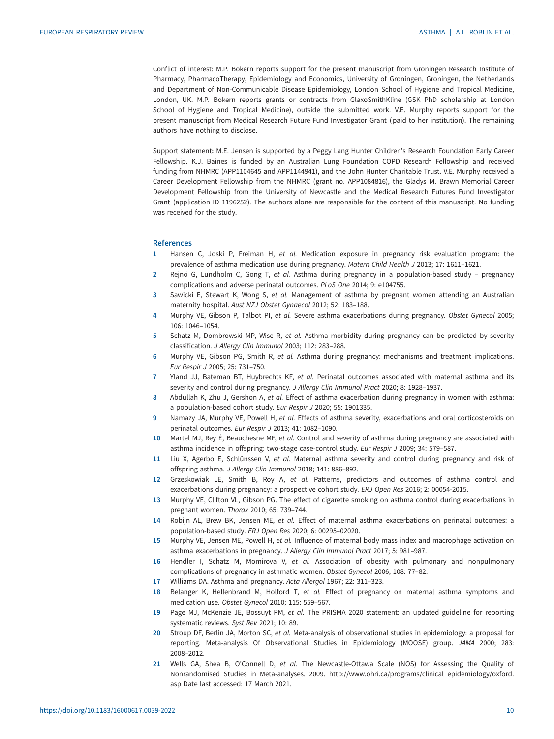Conflict of interest: M.P. Bokern reports support for the present manuscript from Groningen Research Institute of Pharmacy, PharmacoTherapy, Epidemiology and Economics, University of Groningen, Groningen, the Netherlands and Department of Non-Communicable Disease Epidemiology, London School of Hygiene and Tropical Medicine, London, UK. M.P. Bokern reports grants or contracts from GlaxoSmithKline (GSK PhD scholarship at London School of Hygiene and Tropical Medicine), outside the submitted work. V.E. Murphy reports support for the present manuscript from Medical Research Future Fund Investigator Grant (paid to her institution). The remaining authors have nothing to disclose.

Support statement: M.E. Jensen is supported by a Peggy Lang Hunter Children's Research Foundation Early Career Fellowship. K.J. Baines is funded by an Australian Lung Foundation COPD Research Fellowship and received funding from NHMRC (APP1104645 and APP1144941), and the John Hunter Charitable Trust. V.E. Murphy received a Career Development Fellowship from the NHMRC (grant no. APP1084816), the Gladys M. Brawn Memorial Career Development Fellowship from the University of Newcastle and the Medical Research Futures Fund Investigator Grant (application ID 1196252). The authors alone are responsible for the content of this manuscript. No funding was received for the study.

## References

1. Hansen C, Joski P, Freiman H, *et al.* Medication exposure in pregnancy risk evaluation program: the prevalence of asthma medication use during pregnancy. *Matern Child Health J* 2013; 17: 1611–1621.
2. Rejnö G, Lundholm C, Gong T, *et al.* Asthma during pregnancy in a population-based study – pregnancy complications and adverse perinatal outcomes. *PLoS One* 2014; 9: e104755.
3. Sawicki E, Stewart K, Wong S, *et al.* Management of asthma by pregnant women attending an Australian maternity hospital. *Aust NZJ Obstet Gynaecol* 2012; 52: 183–188.
4. Murphy VE, Gibson P, Talbot PI, *et al.* Severe asthma exacerbations during pregnancy. *Obstet Gynecol* 2005; 106: 1046–1054.
5. Schatz M, Dombrowski MP, Wise R, *et al.* Asthma morbidity during pregnancy can be predicted by severity classification. *J Allergy Clin Immunol* 2003; 112: 283–288.
6. Murphy VE, Gibson PG, Smith R, *et al.* Asthma during pregnancy: mechanisms and treatment implications. *Eur Respir J* 2005; 25: 731–750.
7. Yland JJ, Bateman BT, Huybrechts KF, *et al.* Perinatal outcomes associated with maternal asthma and its severity and control during pregnancy. *J Allergy Clin Immunol Pract* 2020; 8: 1928–1937.
8. Abdullah K, Zhu J, Gershon A, *et al.* Effect of asthma exacerbation during pregnancy in women with asthma: a population-based cohort study. *Eur Respir J* 2020; 55: 1901335.
9. Namazy JA, Murphy VE, Powell H, *et al.* Effects of asthma severity, exacerbations and oral corticosteroids on perinatal outcomes. *Eur Respir J* 2013; 41: 1082–1090.
10. Martel MJ, Rey É, Beauchesne MF, *et al.* Control and severity of asthma during pregnancy are associated with asthma incidence in offspring: two-stage case-control study. *Eur Respir J* 2009; 34: 579–587.
11. Liu X, Agerbo E, Schlünssen V, *et al.* Maternal asthma severity and control during pregnancy and risk of offspring asthma. *J Allergy Clin Immunol* 2018; 141: 886–892.
12. Grzeskowiak LE, Smith B, Roy A, *et al.* Patterns, predictors and outcomes of asthma control and exacerbations during pregnancy: a prospective cohort study. *ERJ Open Res* 2016; 2: 00054-2015.
13. Murphy VE, Clifton VL, Gibson PG. The effect of cigarette smoking on asthma control during exacerbations in pregnant women. *Thorax* 2010; 65: 739–744.
14. Robijn AL, Brew BK, Jensen ME, *et al.* Effect of maternal asthma exacerbations on perinatal outcomes: a population-based study. *ERJ Open Res* 2020; 6: 00295–02020.
15. Murphy VE, Jensen ME, Powell H, *et al.* Influence of maternal body mass index and macrophage activation on asthma exacerbations in pregnancy. *J Allergy Clin Immunol Pract* 2017; 5: 981–987.
16. Hendler I, Schatz M, Momirova V, *et al.* Association of obesity with pulmonary and nonpulmonary complications of pregnancy in asthmatic women. *Obstet Gynecol* 2006; 108: 77–82.
17. Williams DA. Asthma and pregnancy. *Acta Allergol* 1967; 22: 311–323.
18. Belanger K, Hellenbrand M, Holford T, *et al.* Effect of pregnancy on maternal asthma symptoms and medication use. *Obstet Gynecol* 2010; 115: 559–567.
19. Page MJ, McKenzie JE, Bossuyt PM, *et al.* The PRISMA 2020 statement: an updated guideline for reporting systematic reviews. *Syst Rev* 2021; 10: 89.
20. Stroup DF, Berlin JA, Morton SC, *et al.* Meta-analysis of observational studies in epidemiology: a proposal for reporting. Meta-analysis Of Observational Studies in Epidemiology (MOOSE) group. *JAMA* 2000; 283: 2008–2012.
21. Wells GA, Shea B, O'Connell D, *et al.* The Newcastle-Ottawa Scale (NOS) for Assessing the Quality of Nonrandomised Studies in Meta-analyses. 2009. http://www.ohri.ca/programs/clinical_epidemiology/oxford.asp Date last accessed: 17 March 2021.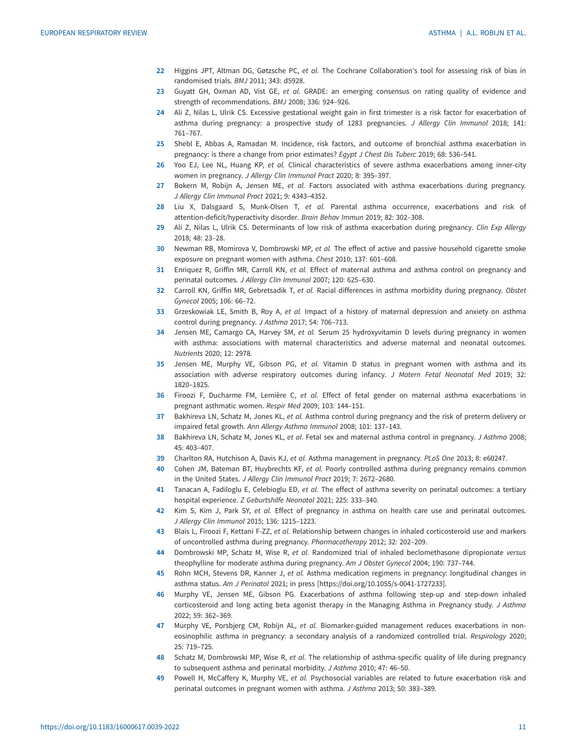22 Higgins JPT, Altman DG, Gøtzsche PC, *et al.* The Cochrane Collaboration's tool for assessing risk of bias in randomised trials. *BMJ* 2011; 343: d5928.

23 Guyatt GH, Oxman AD, Vist GE, *et al.* GRADE: an emerging consensus on rating quality of evidence and strength of recommendations. *BMJ* 2008; 336: 924–926.

24 Ali Z, Nilas L, Ulrik CS. Excessive gestational weight gain in first trimester is a risk factor for exacerbation of asthma during pregnancy: a prospective study of 1283 pregnancies. *J Allergy Clin Immunol* 2018; 141: 761–767.

25 Shebl E, Abbas A, Ramadan M. Incidence, risk factors, and outcome of bronchial asthma exacerbation in pregnancy: is there a change from prior estimates? *Egypt J Chest Dis Tuberc* 2019; 68: 536–541.

26 Yoo EJ, Lee NL, Huang KP, *et al.* Clinical characteristics of severe asthma exacerbations among inner-city women in pregnancy. *J Allergy Clin Immunol Pract* 2020; 8: 395–397.

27 Bokern M, Robijn A, Jensen ME, *et al.* Factors associated with asthma exacerbations during pregnancy. *J Allergy Clin Immunol Pract* 2021; 9: 4343–4352.

28 Liu X, Dalsgaard S, Munk-Olsen T, *et al.* Parental asthma occurrence, exacerbations and risk of attention-deficit/hyperactivity disorder. *Brain Behav Immun* 2019; 82: 302–308.

29 Ali Z, Nilas L, Ulrik CS. Determinants of low risk of asthma exacerbation during pregnancy. *Clin Exp Allergy* 2018; 48: 23–28.

30 Newman RB, Momirova V, Dombrowski MP, *et al.* The effect of active and passive household cigarette smoke exposure on pregnant women with asthma. *Chest* 2010; 137: 601–608.

31 Enriquez R, Griffin MR, Carroll KN, *et al.* Effect of maternal asthma and asthma control on pregnancy and perinatal outcomes. *J Allergy Clin Immunol* 2007; 120: 625–630.

32 Carroll KN, Griffin MR, Gebretsadik T, *et al.* Racial differences in asthma morbidity during pregnancy. *Obstet Gynecol* 2005; 106: 66–72.

33 Grzeskowiak LE, Smith B, Roy A, *et al.* Impact of a history of maternal depression and anxiety on asthma control during pregnancy. *J Asthma* 2017; 54: 706–713.

34 Jensen ME, Camargo CA, Harvey SM, *et al.* Serum 25 hydroxyvitamin D levels during pregnancy in women with asthma: associations with maternal characteristics and adverse maternal and neonatal outcomes. *Nutrients* 2020; 12: 2978.

35 Jensen ME, Murphy VE, Gibson PG, *et al.* Vitamin D status in pregnant women with asthma and its association with adverse respiratory outcomes during infancy. *J Matern Fetal Neonatal Med* 2019; 32: 1820–1825.

36 Firoozi F, Ducharme FM, Lemière C, *et al.* Effect of fetal gender on maternal asthma exacerbations in pregnant asthmatic women. *Respir Med* 2009; 103: 144–151.

37 Bakhireva LN, Schatz M, Jones KL, *et al.* Asthma control during pregnancy and the risk of preterm delivery or impaired fetal growth. *Ann Allergy Asthma Immunol* 2008; 101: 137–143.

38 Bakhireva LN, Schatz M, Jones KL, *et al*. Fetal sex and maternal asthma control in pregnancy. *J Asthma* 2008; 45: 403–407.

39 Charlton RA, Hutchison A, Davis KJ, *et al.* Asthma management in pregnancy. *PLoS One* 2013; 8: e60247.

40 Cohen JM, Bateman BT, Huybrechts KF, *et al.* Poorly controlled asthma during pregnancy remains common in the United States. *J Allergy Clin Immunol Pract* 2019; 7: 2672–2680.

41 Tanacan A, Fadiloglu E, Celebioglu ED, *et al.* The effect of asthma severity on perinatal outcomes: a tertiary hospital experience. *Z Geburtshilfe Neonatol* 2021; 225: 333–340.

42 Kim S, Kim J, Park SY, *et al.* Effect of pregnancy in asthma on health care use and perinatal outcomes. *J Allergy Clin Immunol* 2015; 136: 1215–1223.

43 Blais L, Firoozi F, Kettani F-ZZ, *et al.* Relationship between changes in inhaled corticosteroid use and markers of uncontrolled asthma during pregnancy. *Pharmacotherapy* 2012; 32: 202–209.

44 Dombrowski MP, Schatz M, Wise R, *et al.* Randomized trial of inhaled beclomethasone dipropionate *versus* theophylline for moderate asthma during pregnancy. *Am J Obstet Gynecol* 2004; 190: 737–744.

45 Rohn MCH, Stevens DR, Kanner J, *et al.* Asthma medication regimens in pregnancy: longitudinal changes in asthma status. *Am J Perinatol* 2021; in press [https://doi.org/10.1055/s-0041-1727233].

46 Murphy VE, Jensen ME, Gibson PG. Exacerbations of asthma following step-up and step-down inhaled corticosteroid and long acting beta agonist therapy in the Managing Asthma in Pregnancy study. *J Asthma* 2022; 59: 362–369.

47 Murphy VE, Porsbjerg CM, Robijn AL, *et al*. Biomarker-guided management reduces exacerbations in non-eosinophilic asthma in pregnancy: a secondary analysis of a randomized controlled trial. *Respirology* 2020; 25: 719–725.

48 Schatz M, Dombrowski MP, Wise R, *et al*. The relationship of asthma-specific quality of life during pregnancy to subsequent asthma and perinatal morbidity. *J Asthma* 2010; 47: 46–50.

49 Powell H, McCaffery K, Murphy VE, *et al.* Psychosocial variables are related to future exacerbation risk and perinatal outcomes in pregnant women with asthma. *J Asthma* 2013; 50: 383–389.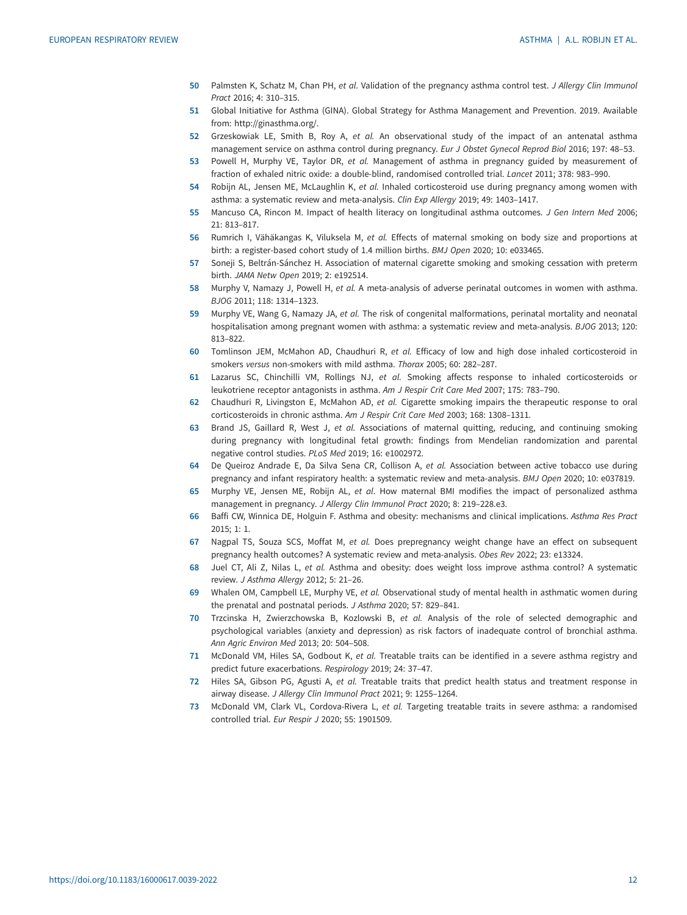50 Palmsten K, Schatz M, Chan PH, *et al*. Validation of the pregnancy asthma control test. *J Allergy Clin Immunol Pract* 2016; 4: 310–315.

51 Global Initiative for Asthma (GINA). Global Strategy for Asthma Management and Prevention. 2019. Available from: http://ginasthma.org/.

52 Grzeskowiak LE, Smith B, Roy A, *et al.* An observational study of the impact of an antenatal asthma management service on asthma control during pregnancy. *Eur J Obstet Gynecol Reprod Biol* 2016; 197: 48–53.

53 Powell H, Murphy VE, Taylor DR, *et al.* Management of asthma in pregnancy guided by measurement of fraction of exhaled nitric oxide: a double-blind, randomised controlled trial. *Lancet* 2011; 378: 983–990.

54 Robijn AL, Jensen ME, McLaughlin K, *et al.* Inhaled corticosteroid use during pregnancy among women with asthma: a systematic review and meta-analysis. *Clin Exp Allergy* 2019; 49: 1403–1417.

55 Mancuso CA, Rincon M. Impact of health literacy on longitudinal asthma outcomes. *J Gen Intern Med* 2006; 21: 813–817.

56 Rumrich I, Vähäkangas K, Viluksela M, *et al.* Effects of maternal smoking on body size and proportions at birth: a register-based cohort study of 1.4 million births. *BMJ Open* 2020; 10: e033465.

57 Soneji S, Beltrán-Sánchez H. Association of maternal cigarette smoking and smoking cessation with preterm birth. *JAMA Netw Open* 2019; 2: e192514.

58 Murphy V, Namazy J, Powell H, *et al.* A meta-analysis of adverse perinatal outcomes in women with asthma. *BJOG* 2011; 118: 1314–1323.

59 Murphy VE, Wang G, Namazy JA, *et al.* The risk of congenital malformations, perinatal mortality and neonatal hospitalisation among pregnant women with asthma: a systematic review and meta-analysis. *BJOG* 2013; 120: 813–822.

60 Tomlinson JEM, McMahon AD, Chaudhuri R, *et al.* Efficacy of low and high dose inhaled corticosteroid in smokers *versus* non-smokers with mild asthma. *Thorax* 2005; 60: 282–287.

61 Lazarus SC, Chinchilli VM, Rollings NJ, *et al.* Smoking affects response to inhaled corticosteroids or leukotriene receptor antagonists in asthma. *Am J Respir Crit Care Med* 2007; 175: 783–790.

62 Chaudhuri R, Livingston E, McMahon AD, *et al.* Cigarette smoking impairs the therapeutic response to oral corticosteroids in chronic asthma. *Am J Respir Crit Care Med* 2003; 168: 1308–1311.

63 Brand JS, Gaillard R, West J, *et al.* Associations of maternal quitting, reducing, and continuing smoking during pregnancy with longitudinal fetal growth: findings from Mendelian randomization and parental negative control studies. *PLoS Med* 2019; 16: e1002972.

64 De Queiroz Andrade E, Da Silva Sena CR, Collison A, *et al.* Association between active tobacco use during pregnancy and infant respiratory health: a systematic review and meta-analysis. *BMJ Open* 2020; 10: e037819.

65 Murphy VE, Jensen ME, Robijn AL, *et al*. How maternal BMI modifies the impact of personalized asthma management in pregnancy. *J Allergy Clin Immunol Pract* 2020; 8: 219–228.e3.

66 Baffi CW, Winnica DE, Holguin F. Asthma and obesity: mechanisms and clinical implications. *Asthma Res Pract* 2015; 1: 1.

67 Nagpal TS, Souza SCS, Moffat M, *et al.* Does prepregnancy weight change have an effect on subsequent pregnancy health outcomes? A systematic review and meta-analysis. *Obes Rev* 2022; 23: e13324.

68 Juel CT, Ali Z, Nilas L, *et al.* Asthma and obesity: does weight loss improve asthma control? A systematic review. *J Asthma Allergy* 2012; 5: 21–26.

69 Whalen OM, Campbell LE, Murphy VE, *et al.* Observational study of mental health in asthmatic women during the prenatal and postnatal periods. *J Asthma* 2020; 57: 829–841.

70 Trzcinska H, Zwierzchowska B, Kozlowski B, *et al.* Analysis of the role of selected demographic and psychological variables (anxiety and depression) as risk factors of inadequate control of bronchial asthma. *Ann Agric Environ Med* 2013; 20: 504–508.

71 McDonald VM, Hiles SA, Godbout K, *et al.* Treatable traits can be identified in a severe asthma registry and predict future exacerbations. *Respirology* 2019; 24: 37–47.

72 Hiles SA, Gibson PG, Agusti A, *et al.* Treatable traits that predict health status and treatment response in airway disease. *J Allergy Clin Immunol Pract* 2021; 9: 1255–1264.

73 McDonald VM, Clark VL, Cordova-Rivera L, *et al.* Targeting treatable traits in severe asthma: a randomised controlled trial. *Eur Respir J* 2020; 55: 1901509.